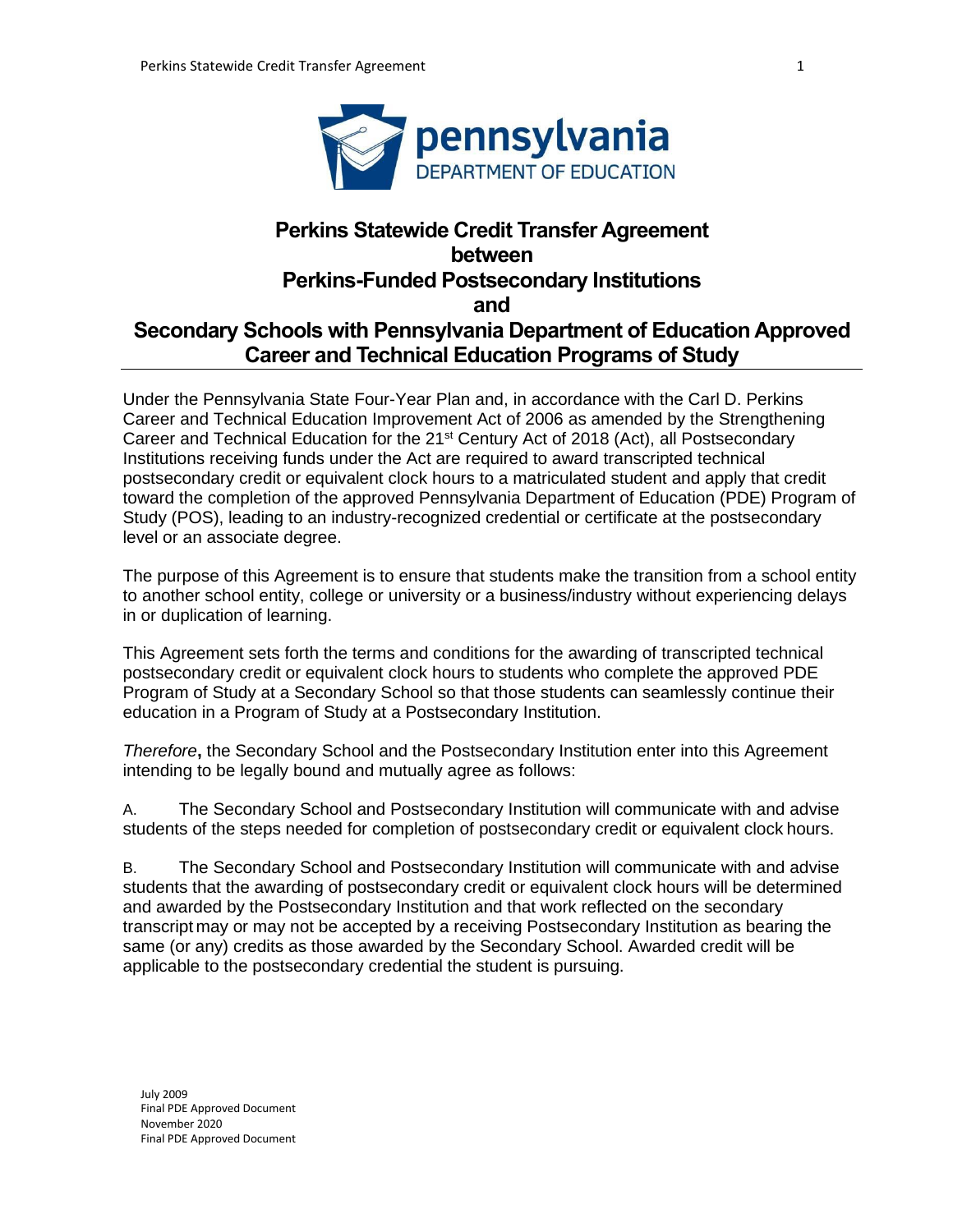# Perkins Statewide Credit Transfer Agreement between Perkins-Funded Postsecondary Institutions and Secondary Schools with Pennsylvania Department of Education Approved Career and Technical Education Programs of Study

Under the Pennsylvania State Four-Year Plan and, in accordance with the Carl D. Perkins Career and Technical Education Improvement Act of 2006 as amended by the Strengthening Career and Technical Education for the 21st Century Act of 2018 (Act), all Postsecondary Institutions receiving funds under the Act are required to award transcripted technical postsecondary credit or equivalent clock hours to a matriculated student and apply that credit toward the completion of the approved Pennsylvania Department of Education (PDE) Program of Study (POS), leading to an industry-recognized credential or certificate at the postsecondary level or an associate degree.

The purpose of this Agreement is to ensure that students make the transition from a school entity to another school entity, college or university or a business/industry without experiencing delays in or duplication of learning.

This Agreement sets forth the terms and conditions for the awarding of transcripted technical postsecondary credit or equivalent clock hours to students who complete the approved PDE Program of Study at a Secondary School so that those students can seamlessly continue their education in a Program of Study at a Postsecondary Institution.

*Therefore*, the Secondary School and the Postsecondary Institution enter into this Agreement intending to be legally bound and mutually agree as follows:

A. The Secondary School and Postsecondary Institution will communicate with and advise students of the steps needed for completion of postsecondary credit or equivalent clock hours.

B. The Secondary School and Postsecondary Institution will communicate with and advise students that the awarding of postsecondary credit or equivalent clock hours will be determined and awarded by the Postsecondary Institution and that work reflected on the secondary transcript may or may not be accepted by a receiving Postsecondary Institution as bearing the same (or any) credits as those awarded by the Secondary School. Awarded credit will be applicable to the postsecondary credential the student is pursuing.

July 2009
Final PDE Approved Document
November 2020
Final PDE Approved Document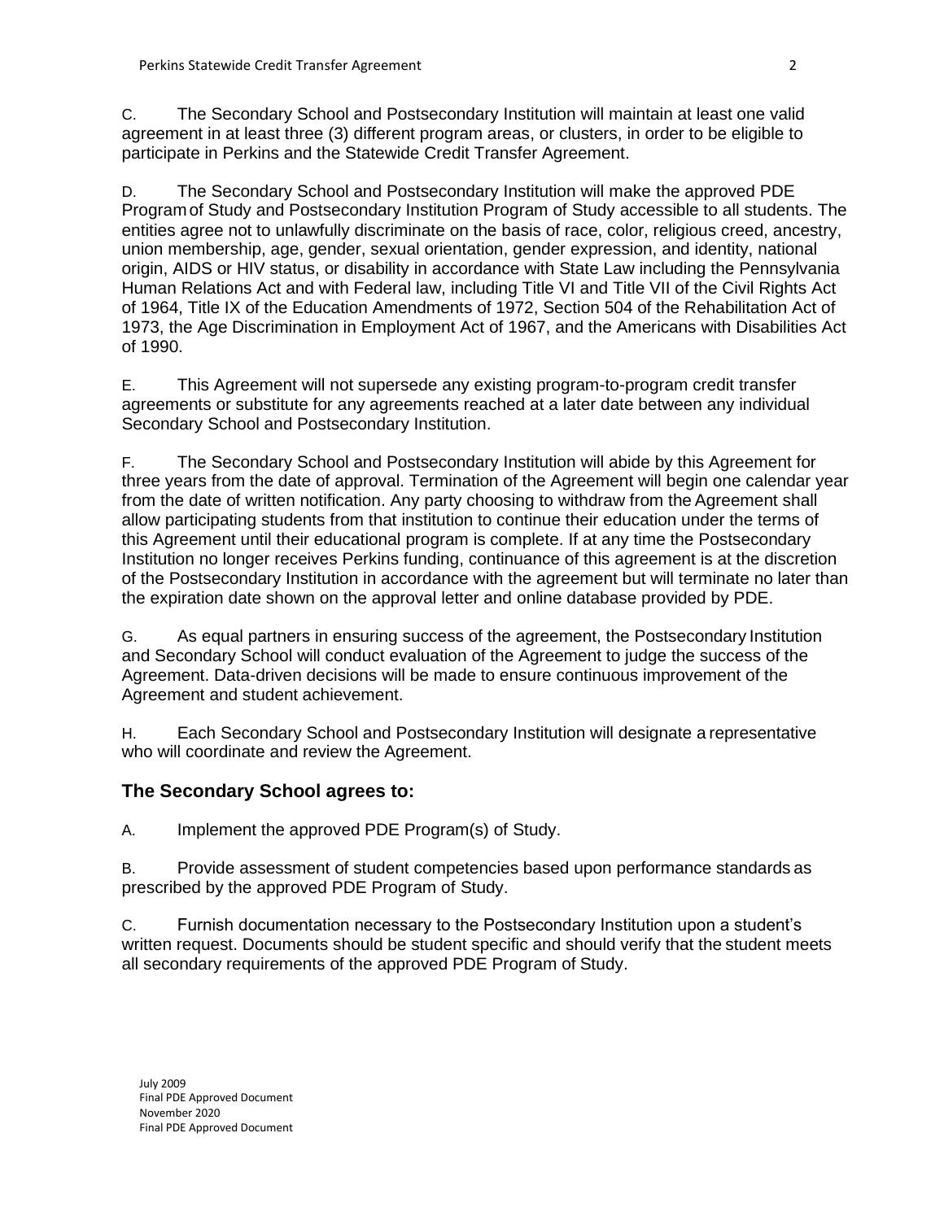C. The Secondary School and Postsecondary Institution will maintain at least one valid agreement in at least three (3) different program areas, or clusters, in order to be eligible to participate in Perkins and the Statewide Credit Transfer Agreement.

D. The Secondary School and Postsecondary Institution will make the approved PDE Program of Study and Postsecondary Institution Program of Study accessible to all students. The entities agree not to unlawfully discriminate on the basis of race, color, religious creed, ancestry, union membership, age, gender, sexual orientation, gender expression, and identity, national origin, AIDS or HIV status, or disability in accordance with State Law including the Pennsylvania Human Relations Act and with Federal law, including Title VI and Title VII of the Civil Rights Act of 1964, Title IX of the Education Amendments of 1972, Section 504 of the Rehabilitation Act of 1973, the Age Discrimination in Employment Act of 1967, and the Americans with Disabilities Act of 1990.

E. This Agreement will not supersede any existing program-to-program credit transfer agreements or substitute for any agreements reached at a later date between any individual Secondary School and Postsecondary Institution.

F. The Secondary School and Postsecondary Institution will abide by this Agreement for three years from the date of approval. Termination of the Agreement will begin one calendar year from the date of written notification. Any party choosing to withdraw from the Agreement shall allow participating students from that institution to continue their education under the terms of this Agreement until their educational program is complete. If at any time the Postsecondary Institution no longer receives Perkins funding, continuance of this agreement is at the discretion of the Postsecondary Institution in accordance with the agreement but will terminate no later than the expiration date shown on the approval letter and online database provided by PDE.

G. As equal partners in ensuring success of the agreement, the Postsecondary Institution and Secondary School will conduct evaluation of the Agreement to judge the success of the Agreement. Data-driven decisions will be made to ensure continuous improvement of the Agreement and student achievement.

H. Each Secondary School and Postsecondary Institution will designate a representative who will coordinate and review the Agreement.

## The Secondary School agrees to:

A. Implement the approved PDE Program(s) of Study.

B. Provide assessment of student competencies based upon performance standards as prescribed by the approved PDE Program of Study.

C. Furnish documentation necessary to the Postsecondary Institution upon a student's written request. Documents should be student specific and should verify that the student meets all secondary requirements of the approved PDE Program of Study.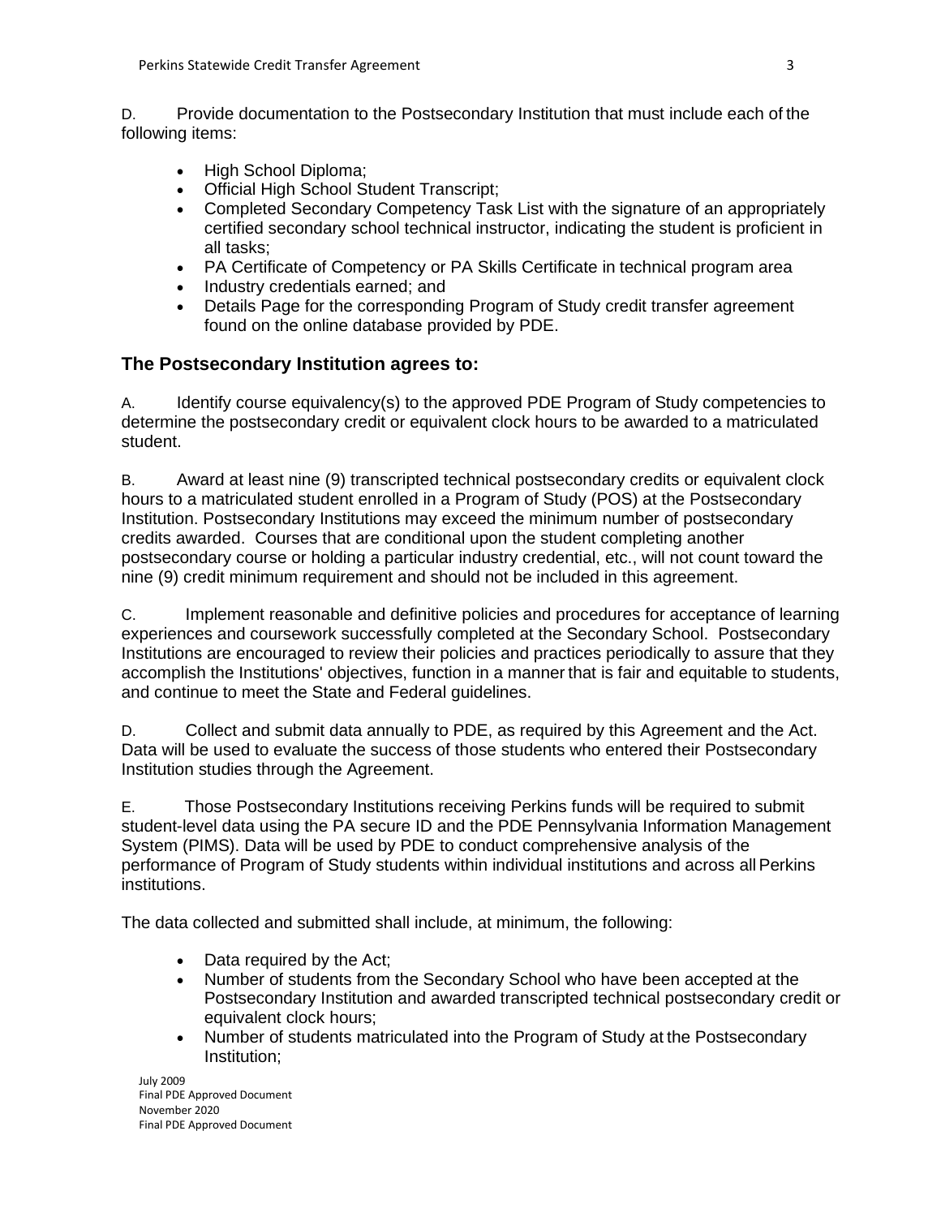D. Provide documentation to the Postsecondary Institution that must include each of the following items:

- High School Diploma;
- Official High School Student Transcript;
- Completed Secondary Competency Task List with the signature of an appropriately certified secondary school technical instructor, indicating the student is proficient in all tasks;
- PA Certificate of Competency or PA Skills Certificate in technical program area
- Industry credentials earned; and
- Details Page for the corresponding Program of Study credit transfer agreement found on the online database provided by PDE.

## The Postsecondary Institution agrees to:

A. Identify course equivalency(s) to the approved PDE Program of Study competencies to determine the postsecondary credit or equivalent clock hours to be awarded to a matriculated student.

B. Award at least nine (9) transcripted technical postsecondary credits or equivalent clock hours to a matriculated student enrolled in a Program of Study (POS) at the Postsecondary Institution. Postsecondary Institutions may exceed the minimum number of postsecondary credits awarded. Courses that are conditional upon the student completing another postsecondary course or holding a particular industry credential, etc., will not count toward the nine (9) credit minimum requirement and should not be included in this agreement.

C. Implement reasonable and definitive policies and procedures for acceptance of learning experiences and coursework successfully completed at the Secondary School. Postsecondary Institutions are encouraged to review their policies and practices periodically to assure that they accomplish the Institutions' objectives, function in a manner that is fair and equitable to students, and continue to meet the State and Federal guidelines.

D. Collect and submit data annually to PDE, as required by this Agreement and the Act. Data will be used to evaluate the success of those students who entered their Postsecondary Institution studies through the Agreement.

E. Those Postsecondary Institutions receiving Perkins funds will be required to submit student-level data using the PA secure ID and the PDE Pennsylvania Information Management System (PIMS). Data will be used by PDE to conduct comprehensive analysis of the performance of Program of Study students within individual institutions and across all Perkins institutions.

The data collected and submitted shall include, at minimum, the following:

- Data required by the Act;
- Number of students from the Secondary School who have been accepted at the Postsecondary Institution and awarded transcripted technical postsecondary credit or equivalent clock hours;
- Number of students matriculated into the Program of Study at the Postsecondary Institution;

July 2009
Final PDE Approved Document
November 2020
Final PDE Approved Document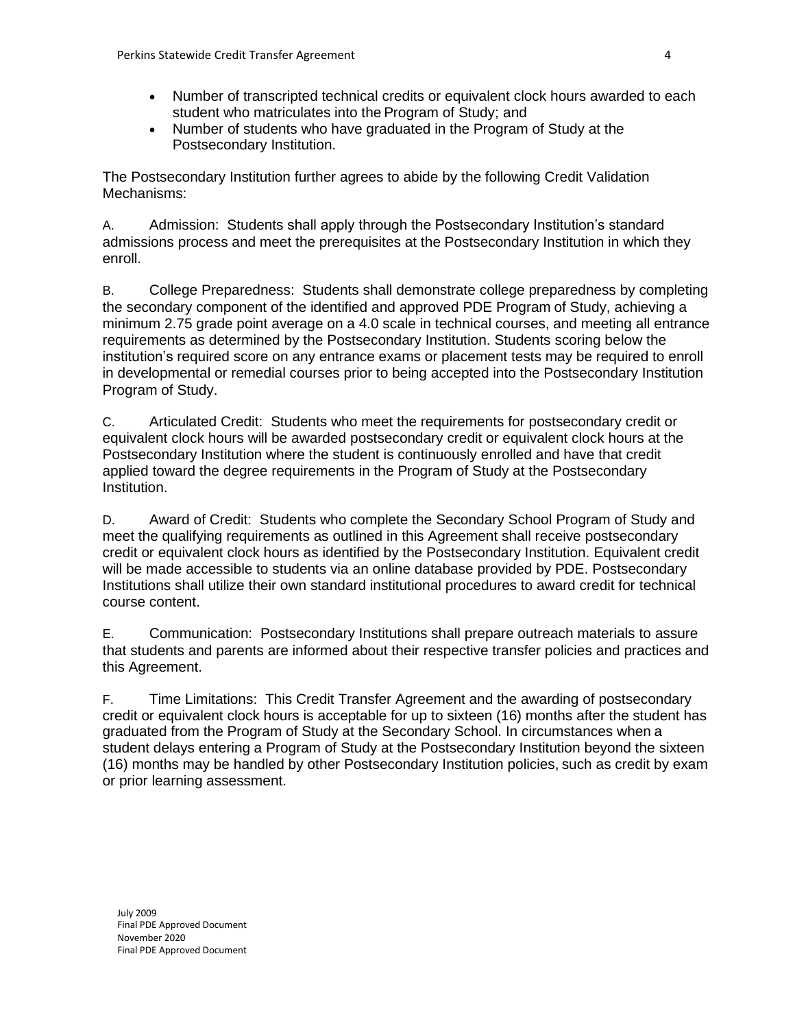- Number of transcripted technical credits or equivalent clock hours awarded to each student who matriculates into the Program of Study; and
- Number of students who have graduated in the Program of Study at the Postsecondary Institution.

The Postsecondary Institution further agrees to abide by the following Credit Validation Mechanisms:

A. Admission: Students shall apply through the Postsecondary Institution's standard admissions process and meet the prerequisites at the Postsecondary Institution in which they enroll.

B. College Preparedness: Students shall demonstrate college preparedness by completing the secondary component of the identified and approved PDE Program of Study, achieving a minimum 2.75 grade point average on a 4.0 scale in technical courses, and meeting all entrance requirements as determined by the Postsecondary Institution. Students scoring below the institution's required score on any entrance exams or placement tests may be required to enroll in developmental or remedial courses prior to being accepted into the Postsecondary Institution Program of Study.

C. Articulated Credit: Students who meet the requirements for postsecondary credit or equivalent clock hours will be awarded postsecondary credit or equivalent clock hours at the Postsecondary Institution where the student is continuously enrolled and have that credit applied toward the degree requirements in the Program of Study at the Postsecondary Institution.

D. Award of Credit: Students who complete the Secondary School Program of Study and meet the qualifying requirements as outlined in this Agreement shall receive postsecondary credit or equivalent clock hours as identified by the Postsecondary Institution. Equivalent credit will be made accessible to students via an online database provided by PDE. Postsecondary Institutions shall utilize their own standard institutional procedures to award credit for technical course content.

E. Communication: Postsecondary Institutions shall prepare outreach materials to assure that students and parents are informed about their respective transfer policies and practices and this Agreement.

F. Time Limitations: This Credit Transfer Agreement and the awarding of postsecondary credit or equivalent clock hours is acceptable for up to sixteen (16) months after the student has graduated from the Program of Study at the Secondary School. In circumstances when a student delays entering a Program of Study at the Postsecondary Institution beyond the sixteen (16) months may be handled by other Postsecondary Institution policies, such as credit by exam or prior learning assessment.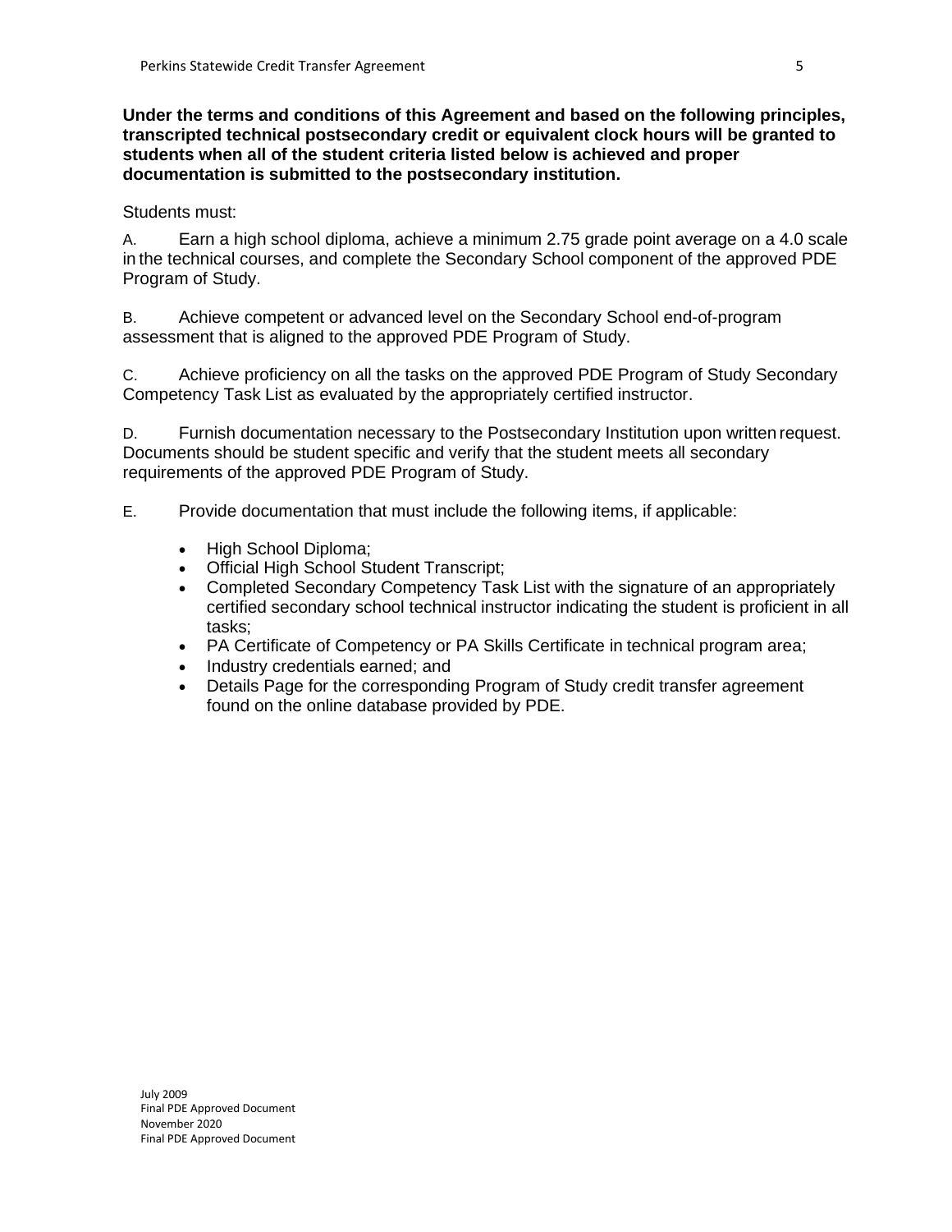**Under the terms and conditions of this Agreement and based on the following principles, transcripted technical postsecondary credit or equivalent clock hours will be granted to students when all of the student criteria listed below is achieved and proper documentation is submitted to the postsecondary institution.**

Students must:

A. Earn a high school diploma, achieve a minimum 2.75 grade point average on a 4.0 scale in the technical courses, and complete the Secondary School component of the approved PDE Program of Study.

B. Achieve competent or advanced level on the Secondary School end-of-program assessment that is aligned to the approved PDE Program of Study.

C. Achieve proficiency on all the tasks on the approved PDE Program of Study Secondary Competency Task List as evaluated by the appropriately certified instructor.

D. Furnish documentation necessary to the Postsecondary Institution upon written request. Documents should be student specific and verify that the student meets all secondary requirements of the approved PDE Program of Study.

E. Provide documentation that must include the following items, if applicable:

- High School Diploma;
- Official High School Student Transcript;
- Completed Secondary Competency Task List with the signature of an appropriately certified secondary school technical instructor indicating the student is proficient in all tasks;
- PA Certificate of Competency or PA Skills Certificate in technical program area;
- Industry credentials earned; and
- Details Page for the corresponding Program of Study credit transfer agreement found on the online database provided by PDE.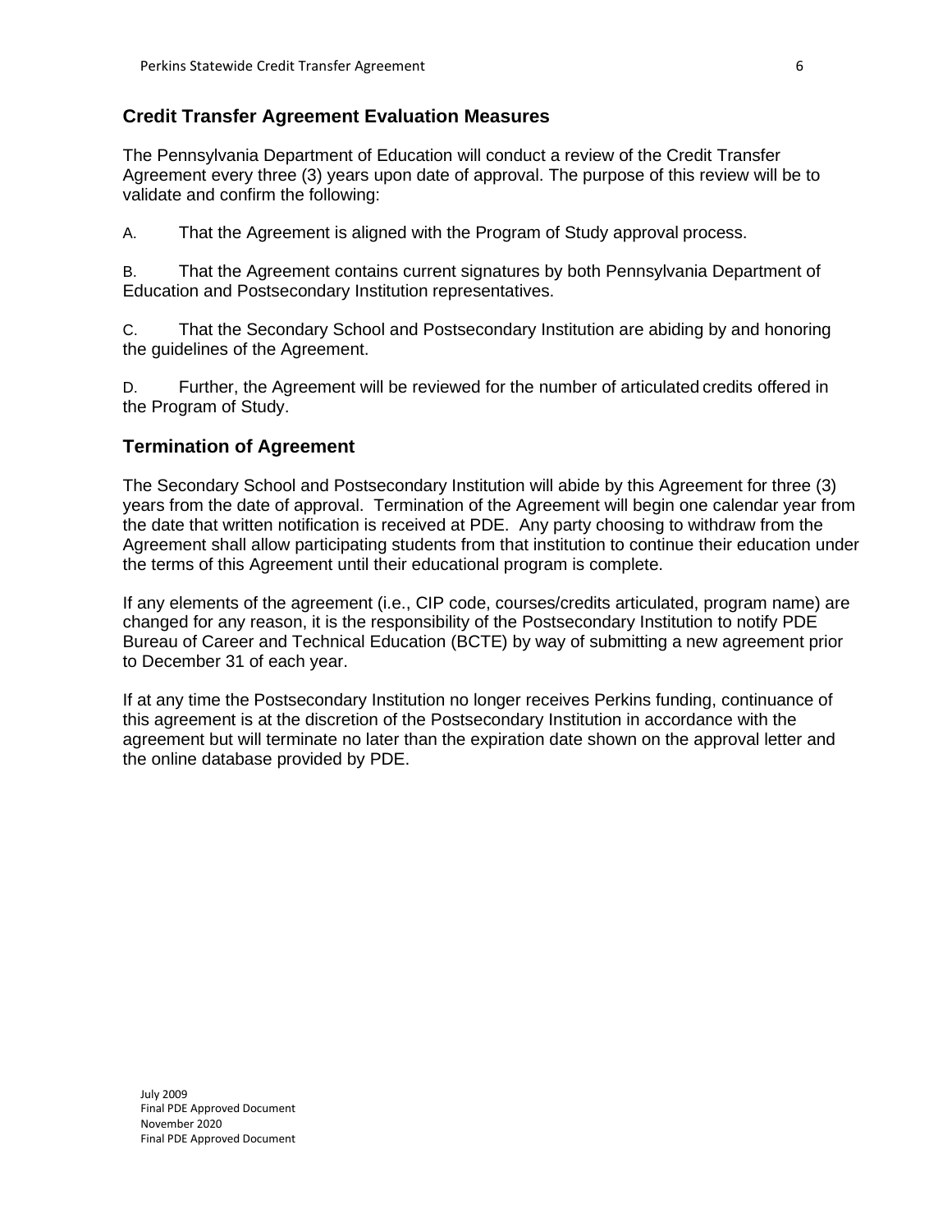## Credit Transfer Agreement Evaluation Measures

The Pennsylvania Department of Education will conduct a review of the Credit Transfer Agreement every three (3) years upon date of approval. The purpose of this review will be to validate and confirm the following:

A. That the Agreement is aligned with the Program of Study approval process.

B. That the Agreement contains current signatures by both Pennsylvania Department of Education and Postsecondary Institution representatives.

C. That the Secondary School and Postsecondary Institution are abiding by and honoring the guidelines of the Agreement.

D. Further, the Agreement will be reviewed for the number of articulated credits offered in the Program of Study.

## Termination of Agreement

The Secondary School and Postsecondary Institution will abide by this Agreement for three (3) years from the date of approval. Termination of the Agreement will begin one calendar year from the date that written notification is received at PDE. Any party choosing to withdraw from the Agreement shall allow participating students from that institution to continue their education under the terms of this Agreement until their educational program is complete.

If any elements of the agreement (i.e., CIP code, courses/credits articulated, program name) are changed for any reason, it is the responsibility of the Postsecondary Institution to notify PDE Bureau of Career and Technical Education (BCTE) by way of submitting a new agreement prior to December 31 of each year.

If at any time the Postsecondary Institution no longer receives Perkins funding, continuance of this agreement is at the discretion of the Postsecondary Institution in accordance with the agreement but will terminate no later than the expiration date shown on the approval letter and the online database provided by PDE.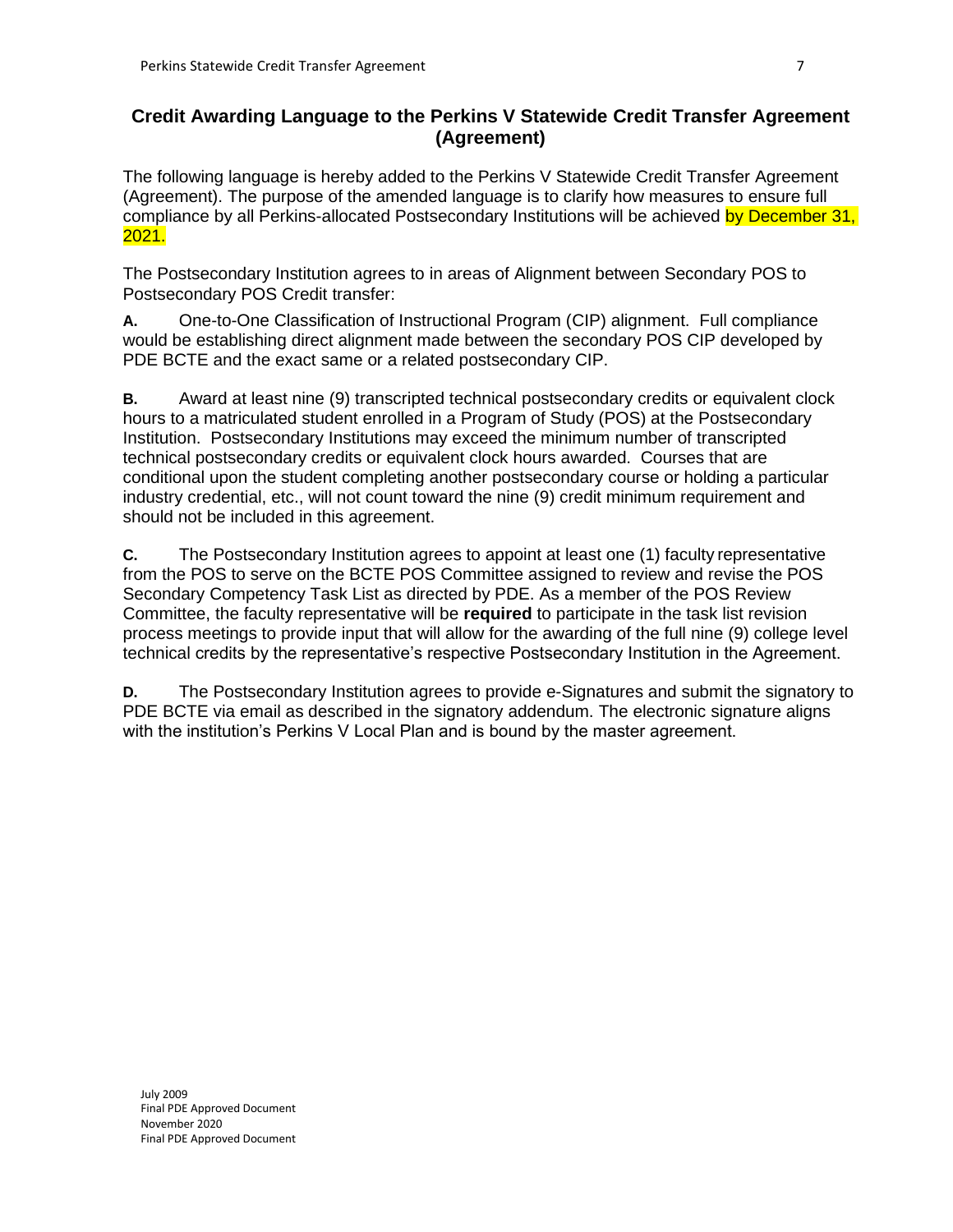## Credit Awarding Language to the Perkins V Statewide Credit Transfer Agreement (Agreement)

The following language is hereby added to the Perkins V Statewide Credit Transfer Agreement (Agreement). The purpose of the amended language is to clarify how measures to ensure full compliance by all Perkins-allocated Postsecondary Institutions will be achieved by December 31, 2021.

The Postsecondary Institution agrees to in areas of Alignment between Secondary POS to Postsecondary POS Credit transfer:

**A.** One-to-One Classification of Instructional Program (CIP) alignment. Full compliance would be establishing direct alignment made between the secondary POS CIP developed by PDE BCTE and the exact same or a related postsecondary CIP.

**B.** Award at least nine (9) transcripted technical postsecondary credits or equivalent clock hours to a matriculated student enrolled in a Program of Study (POS) at the Postsecondary Institution. Postsecondary Institutions may exceed the minimum number of transcripted technical postsecondary credits or equivalent clock hours awarded. Courses that are conditional upon the student completing another postsecondary course or holding a particular industry credential, etc., will not count toward the nine (9) credit minimum requirement and should not be included in this agreement.

**C.** The Postsecondary Institution agrees to appoint at least one (1) faculty representative from the POS to serve on the BCTE POS Committee assigned to review and revise the POS Secondary Competency Task List as directed by PDE. As a member of the POS Review Committee, the faculty representative will be **required** to participate in the task list revision process meetings to provide input that will allow for the awarding of the full nine (9) college level technical credits by the representative's respective Postsecondary Institution in the Agreement.

**D.** The Postsecondary Institution agrees to provide e-Signatures and submit the signatory to PDE BCTE via email as described in the signatory addendum. The electronic signature aligns with the institution's Perkins V Local Plan and is bound by the master agreement.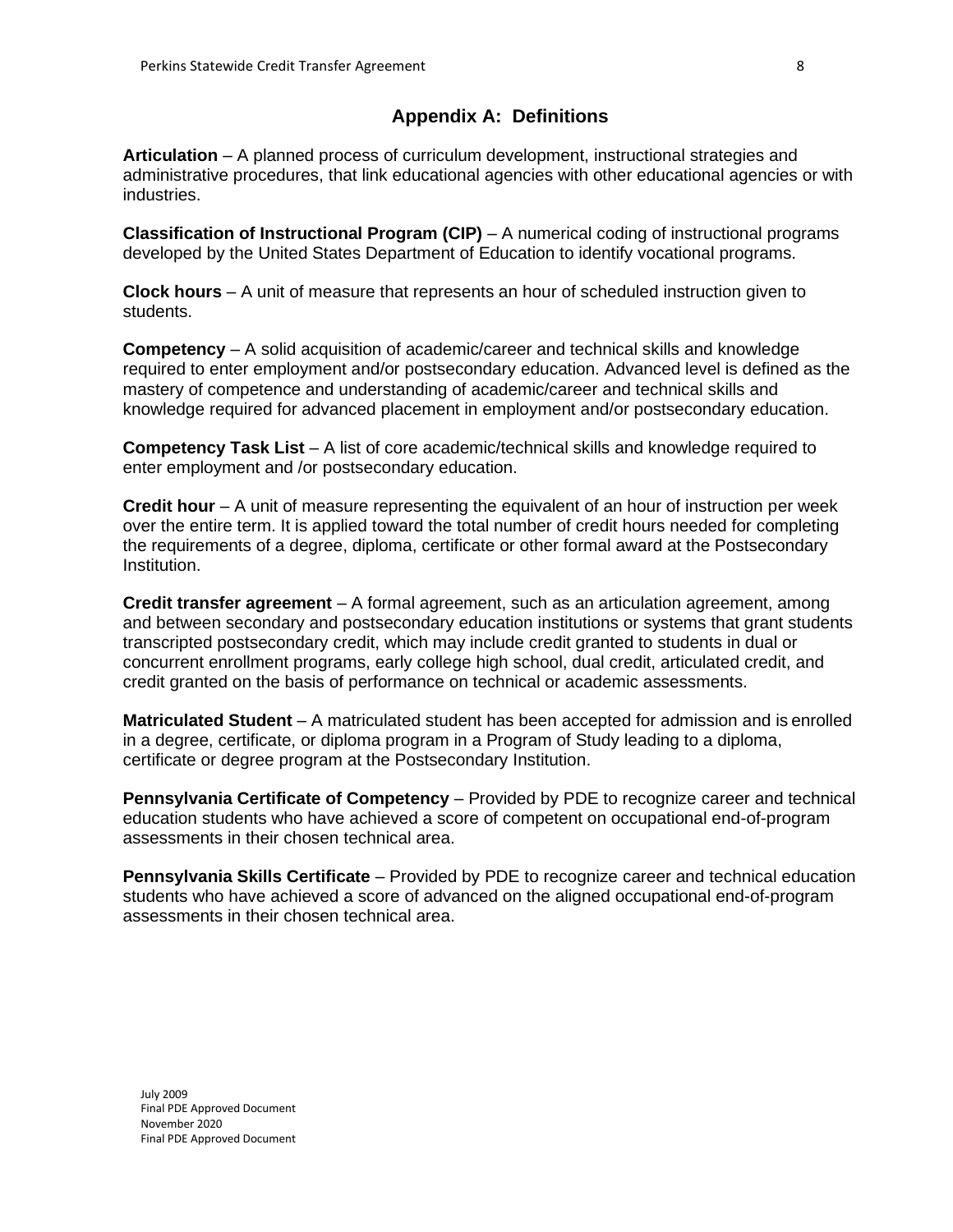## Appendix A: Definitions

**Articulation** – A planned process of curriculum development, instructional strategies and administrative procedures, that link educational agencies with other educational agencies or with industries.

**Classification of Instructional Program (CIP)** – A numerical coding of instructional programs developed by the United States Department of Education to identify vocational programs.

**Clock hours** – A unit of measure that represents an hour of scheduled instruction given to students.

**Competency** – A solid acquisition of academic/career and technical skills and knowledge required to enter employment and/or postsecondary education. Advanced level is defined as the mastery of competence and understanding of academic/career and technical skills and knowledge required for advanced placement in employment and/or postsecondary education.

**Competency Task List** – A list of core academic/technical skills and knowledge required to enter employment and /or postsecondary education.

**Credit hour** – A unit of measure representing the equivalent of an hour of instruction per week over the entire term. It is applied toward the total number of credit hours needed for completing the requirements of a degree, diploma, certificate or other formal award at the Postsecondary Institution.

**Credit transfer agreement** – A formal agreement, such as an articulation agreement, among and between secondary and postsecondary education institutions or systems that grant students transcripted postsecondary credit, which may include credit granted to students in dual or concurrent enrollment programs, early college high school, dual credit, articulated credit, and credit granted on the basis of performance on technical or academic assessments.

**Matriculated Student** – A matriculated student has been accepted for admission and is enrolled in a degree, certificate, or diploma program in a Program of Study leading to a diploma, certificate or degree program at the Postsecondary Institution.

**Pennsylvania Certificate of Competency** – Provided by PDE to recognize career and technical education students who have achieved a score of competent on occupational end-of-program assessments in their chosen technical area.

**Pennsylvania Skills Certificate** – Provided by PDE to recognize career and technical education students who have achieved a score of advanced on the aligned occupational end-of-program assessments in their chosen technical area.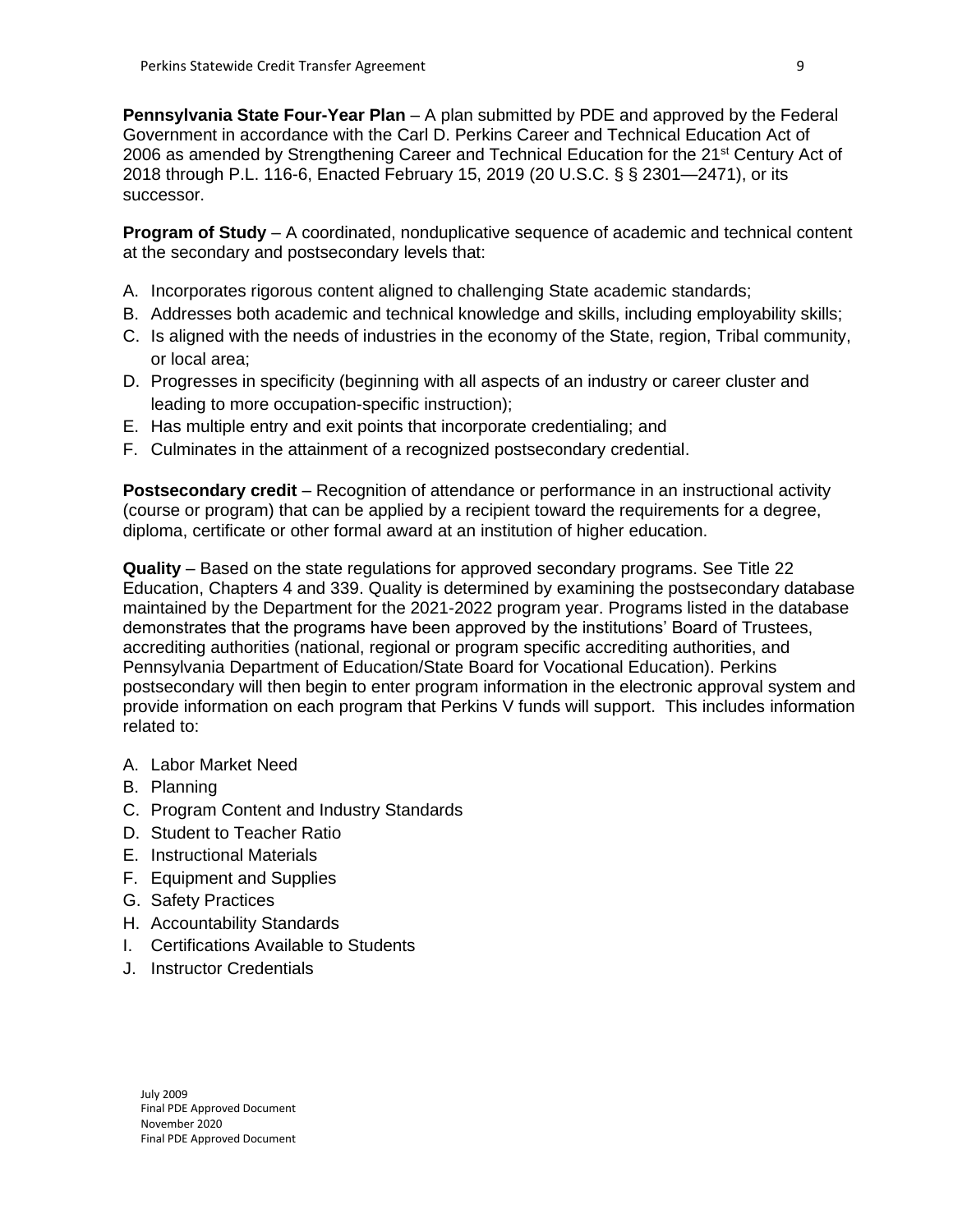**Pennsylvania State Four-Year Plan** – A plan submitted by PDE and approved by the Federal Government in accordance with the Carl D. Perkins Career and Technical Education Act of 2006 as amended by Strengthening Career and Technical Education for the 21st Century Act of 2018 through P.L. 116-6, Enacted February 15, 2019 (20 U.S.C. § § 2301—2471), or its successor.

**Program of Study** – A coordinated, nonduplicative sequence of academic and technical content at the secondary and postsecondary levels that:

A. Incorporates rigorous content aligned to challenging State academic standards;
B. Addresses both academic and technical knowledge and skills, including employability skills;
C. Is aligned with the needs of industries in the economy of the State, region, Tribal community, or local area;
D. Progresses in specificity (beginning with all aspects of an industry or career cluster and leading to more occupation-specific instruction);
E. Has multiple entry and exit points that incorporate credentialing; and
F. Culminates in the attainment of a recognized postsecondary credential.

**Postsecondary credit** – Recognition of attendance or performance in an instructional activity (course or program) that can be applied by a recipient toward the requirements for a degree, diploma, certificate or other formal award at an institution of higher education.

**Quality** – Based on the state regulations for approved secondary programs. See Title 22 Education, Chapters 4 and 339. Quality is determined by examining the postsecondary database maintained by the Department for the 2021-2022 program year. Programs listed in the database demonstrates that the programs have been approved by the institutions' Board of Trustees, accrediting authorities (national, regional or program specific accrediting authorities, and Pennsylvania Department of Education/State Board for Vocational Education). Perkins postsecondary will then begin to enter program information in the electronic approval system and provide information on each program that Perkins V funds will support. This includes information related to:

A. Labor Market Need
B. Planning
C. Program Content and Industry Standards
D. Student to Teacher Ratio
E. Instructional Materials
F. Equipment and Supplies
G. Safety Practices
H. Accountability Standards
I. Certifications Available to Students
J. Instructor Credentials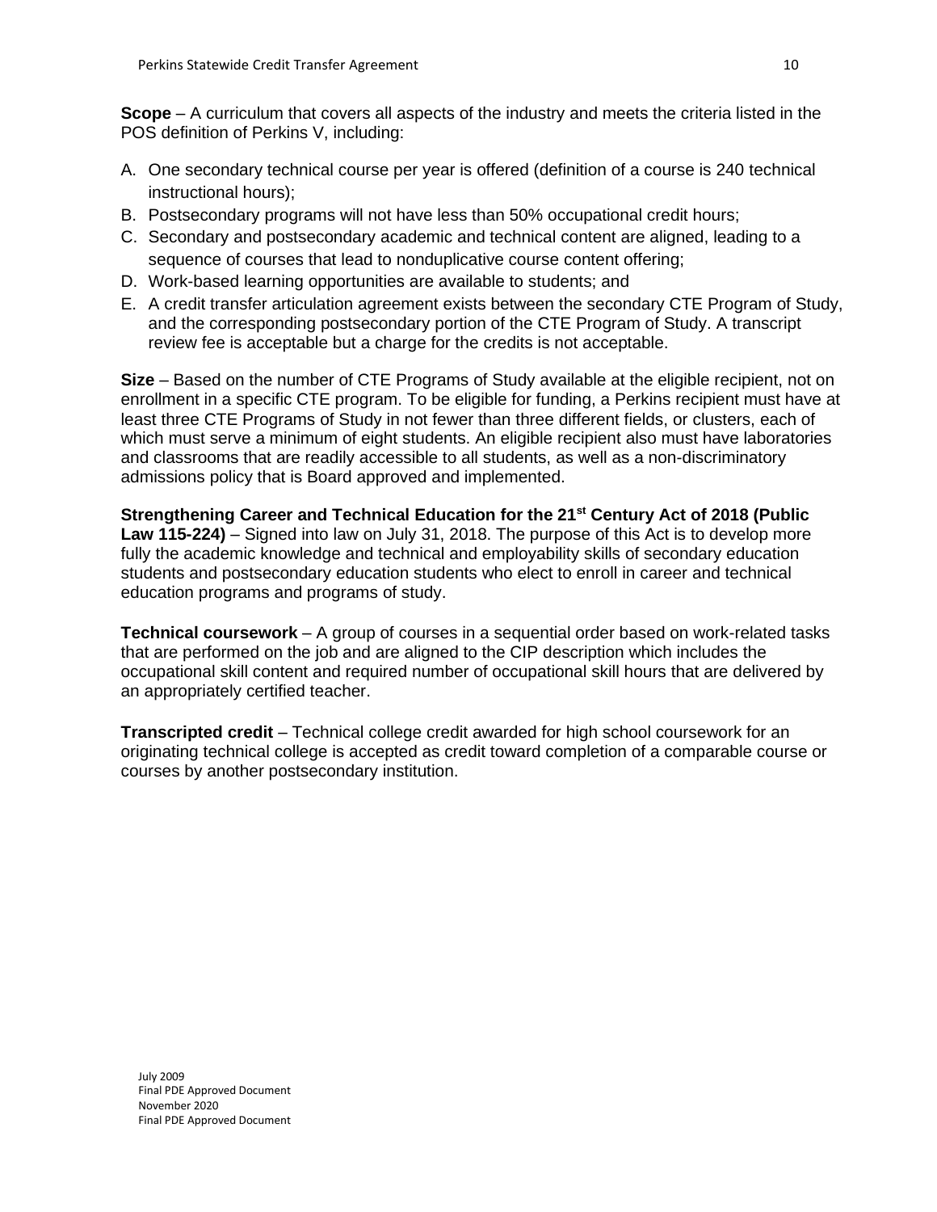**Scope** – A curriculum that covers all aspects of the industry and meets the criteria listed in the POS definition of Perkins V, including:

A. One secondary technical course per year is offered (definition of a course is 240 technical instructional hours);
B. Postsecondary programs will not have less than 50% occupational credit hours;
C. Secondary and postsecondary academic and technical content are aligned, leading to a sequence of courses that lead to nonduplicative course content offering;
D. Work-based learning opportunities are available to students; and
E. A credit transfer articulation agreement exists between the secondary CTE Program of Study, and the corresponding postsecondary portion of the CTE Program of Study. A transcript review fee is acceptable but a charge for the credits is not acceptable.

**Size** – Based on the number of CTE Programs of Study available at the eligible recipient, not on enrollment in a specific CTE program. To be eligible for funding, a Perkins recipient must have at least three CTE Programs of Study in not fewer than three different fields, or clusters, each of which must serve a minimum of eight students. An eligible recipient also must have laboratories and classrooms that are readily accessible to all students, as well as a non-discriminatory admissions policy that is Board approved and implemented.

**Strengthening Career and Technical Education for the 21st Century Act of 2018 (Public Law 115-224)** – Signed into law on July 31, 2018. The purpose of this Act is to develop more fully the academic knowledge and technical and employability skills of secondary education students and postsecondary education students who elect to enroll in career and technical education programs and programs of study.

**Technical coursework** – A group of courses in a sequential order based on work-related tasks that are performed on the job and are aligned to the CIP description which includes the occupational skill content and required number of occupational skill hours that are delivered by an appropriately certified teacher.

**Transcripted credit** – Technical college credit awarded for high school coursework for an originating technical college is accepted as credit toward completion of a comparable course or courses by another postsecondary institution.

July 2009
Final PDE Approved Document
November 2020
Final PDE Approved Document